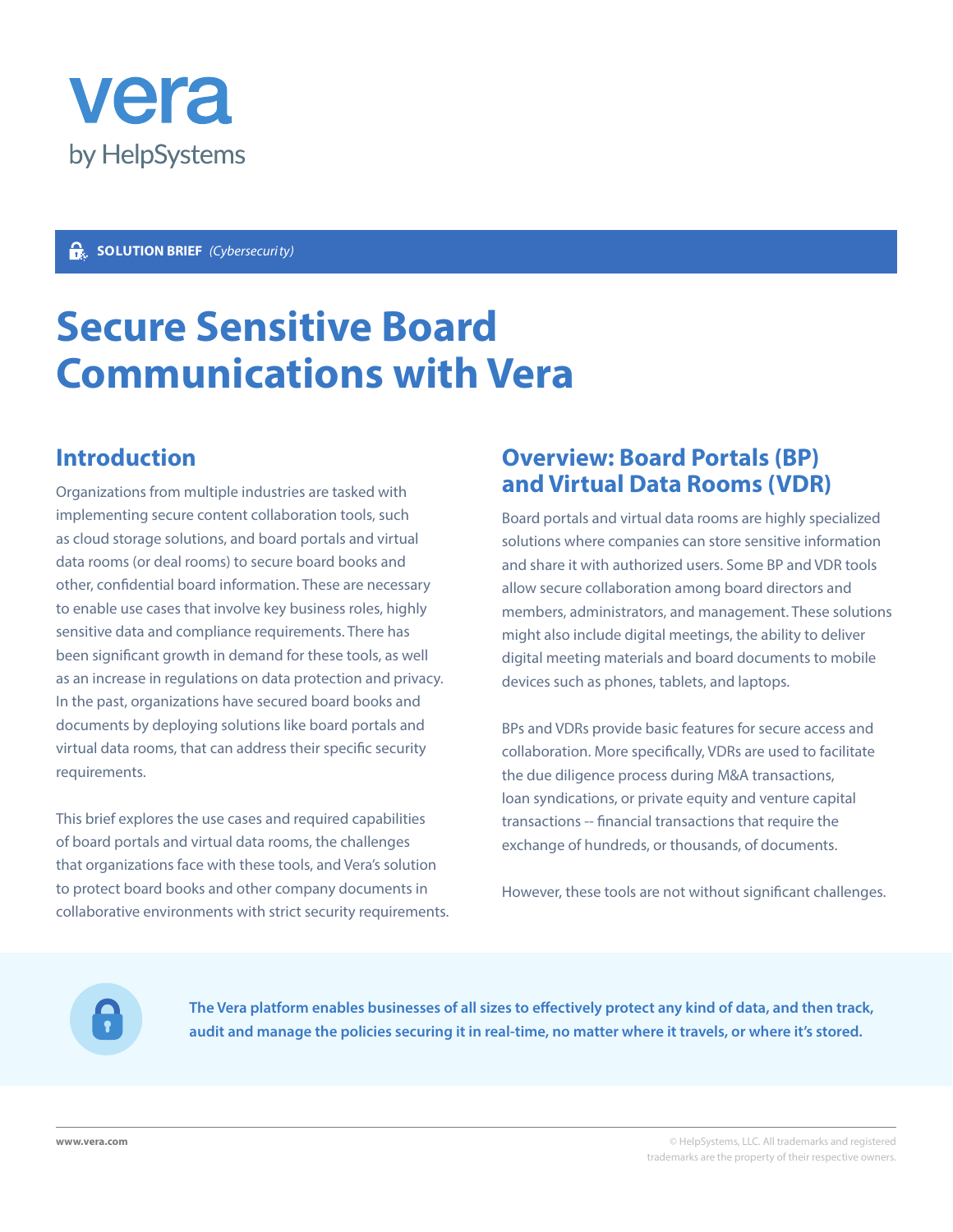vera
by HelpSystems

**SOLUTION BRIEF** *(Cybersecurity)*

# Secure Sensitive Board Communications with Vera

## Introduction

Organizations from multiple industries are tasked with implementing secure content collaboration tools, such as cloud storage solutions, and board portals and virtual data rooms (or deal rooms) to secure board books and other, confidential board information. These are necessary to enable use cases that involve key business roles, highly sensitive data and compliance requirements. There has been significant growth in demand for these tools, as well as an increase in regulations on data protection and privacy. In the past, organizations have secured board books and documents by deploying solutions like board portals and virtual data rooms, that can address their specific security requirements.

This brief explores the use cases and required capabilities of board portals and virtual data rooms, the challenges that organizations face with these tools, and Vera's solution to protect board books and other company documents in collaborative environments with strict security requirements.

## Overview: Board Portals (BP) and Virtual Data Rooms (VDR)

Board portals and virtual data rooms are highly specialized solutions where companies can store sensitive information and share it with authorized users. Some BP and VDR tools allow secure collaboration among board directors and members, administrators, and management. These solutions might also include digital meetings, the ability to deliver digital meeting materials and board documents to mobile devices such as phones, tablets, and laptops.

BPs and VDRs provide basic features for secure access and collaboration. More specifically, VDRs are used to facilitate the due diligence process during M&A transactions, loan syndications, or private equity and venture capital transactions -- financial transactions that require the exchange of hundreds, or thousands, of documents.

However, these tools are not without significant challenges.

**The Vera platform enables businesses of all sizes to effectively protect any kind of data, and then track, audit and manage the policies securing it in real-time, no matter where it travels, or where it's stored.**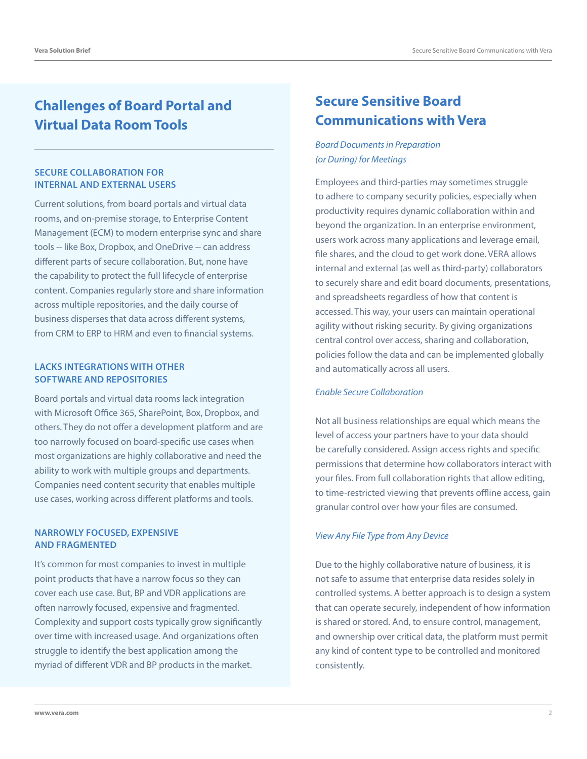## Challenges of Board Portal and Virtual Data Room Tools

### SECURE COLLABORATION FOR INTERNAL AND EXTERNAL USERS

Current solutions, from board portals and virtual data rooms, and on-premise storage, to Enterprise Content Management (ECM) to modern enterprise sync and share tools -- like Box, Dropbox, and OneDrive -- can address different parts of secure collaboration. But, none have the capability to protect the full lifecycle of enterprise content. Companies regularly store and share information across multiple repositories, and the daily course of business disperses that data across different systems, from CRM to ERP to HRM and even to financial systems.

### LACKS INTEGRATIONS WITH OTHER SOFTWARE AND REPOSITORIES

Board portals and virtual data rooms lack integration with Microsoft Office 365, SharePoint, Box, Dropbox, and others. They do not offer a development platform and are too narrowly focused on board-specific use cases when most organizations are highly collaborative and need the ability to work with multiple groups and departments. Companies need content security that enables multiple use cases, working across different platforms and tools.

### NARROWLY FOCUSED, EXPENSIVE AND FRAGMENTED

It's common for most companies to invest in multiple point products that have a narrow focus so they can cover each use case. But, BP and VDR applications are often narrowly focused, expensive and fragmented. Complexity and support costs typically grow significantly over time with increased usage. And organizations often struggle to identify the best application among the myriad of different VDR and BP products in the market.

## Secure Sensitive Board Communications with Vera

*Board Documents in Preparation (or During) for Meetings*

Employees and third-parties may sometimes struggle to adhere to company security policies, especially when productivity requires dynamic collaboration within and beyond the organization. In an enterprise environment, users work across many applications and leverage email, file shares, and the cloud to get work done. VERA allows internal and external (as well as third-party) collaborators to securely share and edit board documents, presentations, and spreadsheets regardless of how that content is accessed. This way, your users can maintain operational agility without risking security. By giving organizations central control over access, sharing and collaboration, policies follow the data and can be implemented globally and automatically across all users.

*Enable Secure Collaboration*

Not all business relationships are equal which means the level of access your partners have to your data should be carefully considered. Assign access rights and specific permissions that determine how collaborators interact with your files. From full collaboration rights that allow editing, to time-restricted viewing that prevents offline access, gain granular control over how your files are consumed.

*View Any File Type from Any Device*

Due to the highly collaborative nature of business, it is not safe to assume that enterprise data resides solely in controlled systems. A better approach is to design a system that can operate securely, independent of how information is shared or stored. And, to ensure control, management, and ownership over critical data, the platform must permit any kind of content type to be controlled and monitored consistently.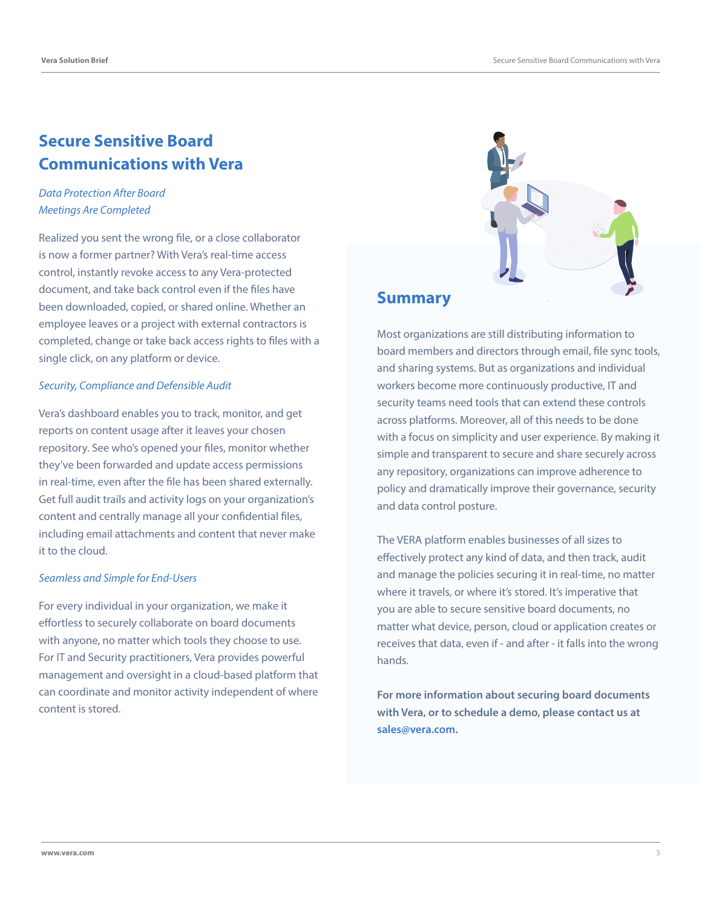# Secure Sensitive Board Communications with Vera

### *Data Protection After Board Meetings Are Completed*

Realized you sent the wrong file, or a close collaborator is now a former partner? With Vera's real-time access control, instantly revoke access to any Vera-protected document, and take back control even if the files have been downloaded, copied, or shared online. Whether an employee leaves or a project with external contractors is completed, change or take back access rights to files with a single click, on any platform or device.

### *Security, Compliance and Defensible Audit*

Vera's dashboard enables you to track, monitor, and get reports on content usage after it leaves your chosen repository. See who's opened your files, monitor whether they've been forwarded and update access permissions in real-time, even after the file has been shared externally. Get full audit trails and activity logs on your organization's content and centrally manage all your confidential files, including email attachments and content that never make it to the cloud.

### *Seamless and Simple for End-Users*

For every individual in your organization, we make it effortless to securely collaborate on board documents with anyone, no matter which tools they choose to use. For IT and Security practitioners, Vera provides powerful management and oversight in a cloud-based platform that can coordinate and monitor activity independent of where content is stored.

## Summary

Most organizations are still distributing information to board members and directors through email, file sync tools, and sharing systems. But as organizations and individual workers become more continuously productive, IT and security teams need tools that can extend these controls across platforms. Moreover, all of this needs to be done with a focus on simplicity and user experience. By making it simple and transparent to secure and share securely across any repository, organizations can improve adherence to policy and dramatically improve their governance, security and data control posture.

The VERA platform enables businesses of all sizes to effectively protect any kind of data, and then track, audit and manage the policies securing it in real-time, no matter where it travels, or where it's stored. It's imperative that you are able to secure sensitive board documents, no matter what device, person, cloud or application creates or receives that data, even if - and after - it falls into the wrong hands.

**For more information about securing board documents with Vera, or to schedule a demo, please contact us at sales@vera.com.**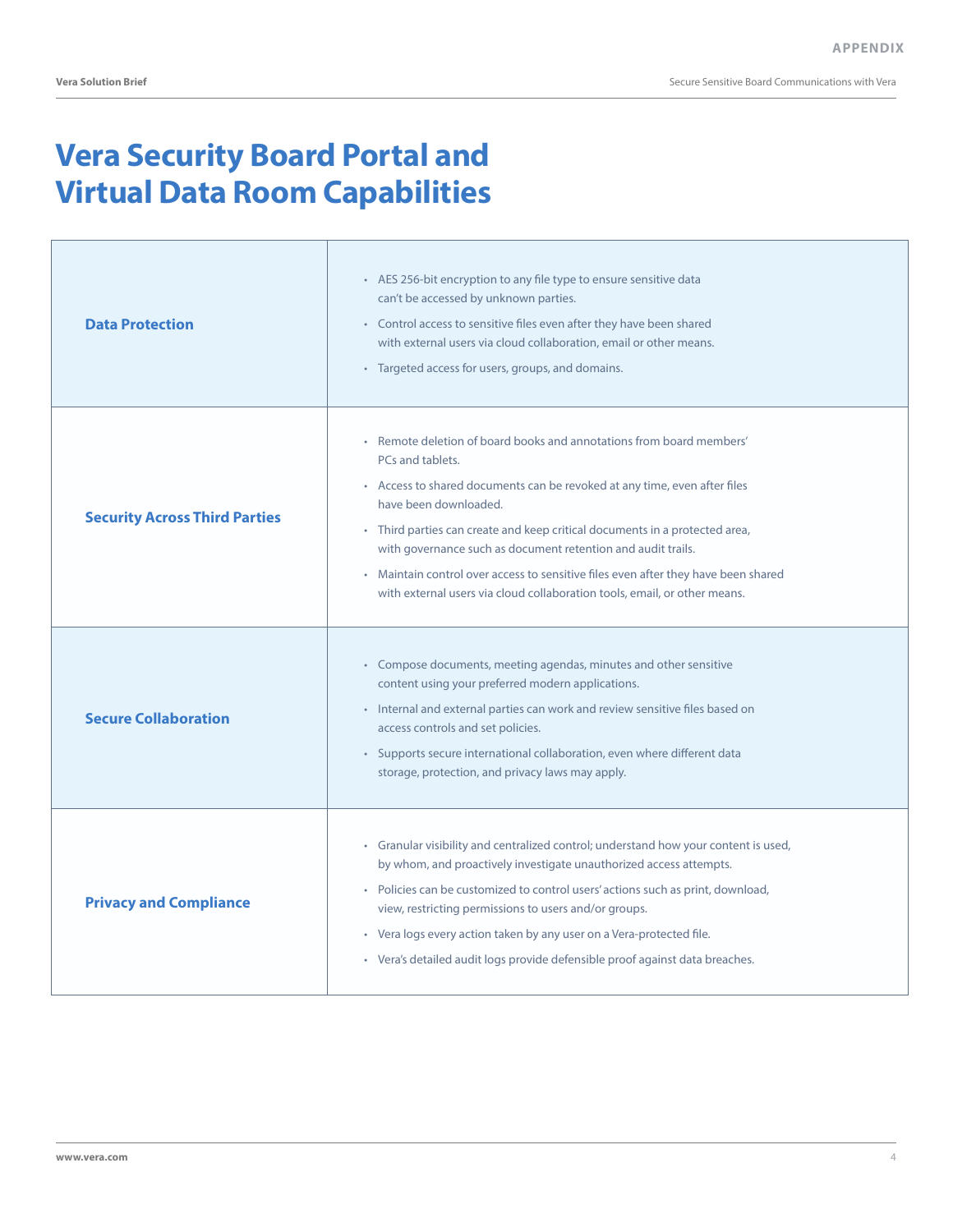APPENDIX

# Vera Security Board Portal and Virtual Data Room Capabilities

| | |
|---|---|
| **Data Protection** | • AES 256-bit encryption to any file type to ensure sensitive data can't be accessed by unknown parties.<br>• Control access to sensitive files even after they have been shared with external users via cloud collaboration, email or other means.<br>• Targeted access for users, groups, and domains. |
| **Security Across Third Parties** | • Remote deletion of board books and annotations from board members' PCs and tablets.<br>• Access to shared documents can be revoked at any time, even after files have been downloaded.<br>• Third parties can create and keep critical documents in a protected area, with governance such as document retention and audit trails.<br>• Maintain control over access to sensitive files even after they have been shared with external users via cloud collaboration tools, email, or other means. |
| **Secure Collaboration** | • Compose documents, meeting agendas, minutes and other sensitive content using your preferred modern applications.<br>• Internal and external parties can work and review sensitive files based on access controls and set policies.<br>• Supports secure international collaboration, even where different data storage, protection, and privacy laws may apply. |
| **Privacy and Compliance** | • Granular visibility and centralized control; understand how your content is used, by whom, and proactively investigate unauthorized access attempts.<br>• Policies can be customized to control users' actions such as print, download, view, restricting permissions to users and/or groups.<br>• Vera logs every action taken by any user on a Vera-protected file.<br>• Vera's detailed audit logs provide defensible proof against data breaches. |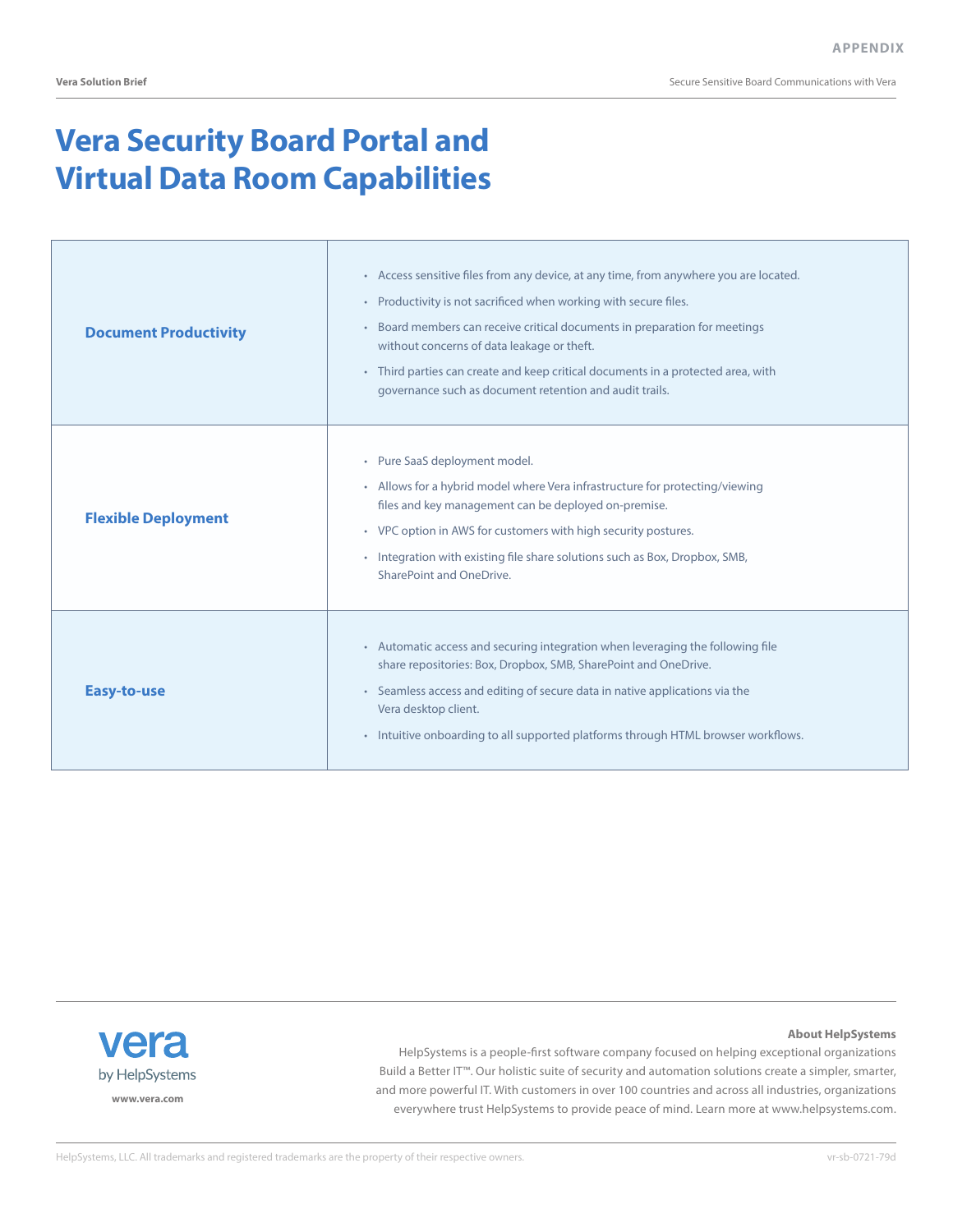APPENDIX

# Vera Security Board Portal and Virtual Data Room Capabilities

| | |
|---|---|
| **Document Productivity** | • Access sensitive files from any device, at any time, from anywhere you are located.<br>• Productivity is not sacrificed when working with secure files.<br>• Board members can receive critical documents in preparation for meetings without concerns of data leakage or theft.<br>• Third parties can create and keep critical documents in a protected area, with governance such as document retention and audit trails. |
| **Flexible Deployment** | • Pure SaaS deployment model.<br>• Allows for a hybrid model where Vera infrastructure for protecting/viewing files and key management can be deployed on-premise.<br>• VPC option in AWS for customers with high security postures.<br>• Integration with existing file share solutions such as Box, Dropbox, SMB, SharePoint and OneDrive. |
| **Easy-to-use** | • Automatic access and securing integration when leveraging the following file share repositories: Box, Dropbox, SMB, SharePoint and OneDrive.<br>• Seamless access and editing of secure data in native applications via the Vera desktop client.<br>• Intuitive onboarding to all supported platforms through HTML browser workflows. |

vera
by HelpSystems

www.vera.com

**About HelpSystems**

HelpSystems is a people-first software company focused on helping exceptional organizations Build a Better IT™. Our holistic suite of security and automation solutions create a simpler, smarter, and more powerful IT. With customers in over 100 countries and across all industries, organizations everywhere trust HelpSystems to provide peace of mind. Learn more at www.helpsystems.com.

HelpSystems, LLC. All trademarks and registered trademarks are the property of their respective owners.

vr-sb-0721-79d